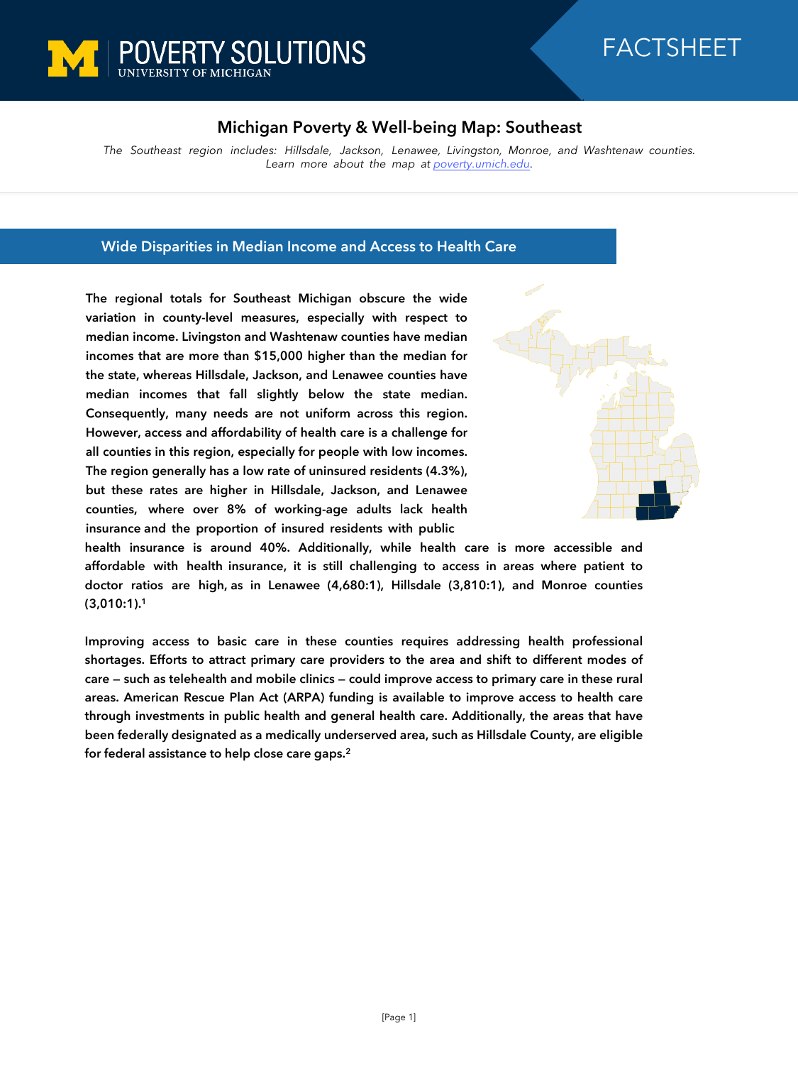POVERTY SOLUTIONS
UNIVERSITY OF MICHIGAN

FACTSHEET

# Michigan Poverty & Well-being Map: Southeast

*The Southeast region includes: Hillsdale, Jackson, Lenawee, Livingston, Monroe, and Washtenaw counties. Learn more about the map at [poverty.umich.edu](poverty.umich.edu).*

## Wide Disparities in Median Income and Access to Health Care

**The regional totals for Southeast Michigan obscure the wide variation in county-level measures, especially with respect to median income. Livingston and Washtenaw counties have median incomes that are more than $15,000 higher than the median for the state, whereas Hillsdale, Jackson, and Lenawee counties have median incomes that fall slightly below the state median. Consequently, many needs are not uniform across this region. However, access and affordability of health care is a challenge for all counties in this region, especially for people with low incomes. The region generally has a low rate of uninsured residents (4.3%), but these rates are higher in Hillsdale, Jackson, and Lenawee counties, where over 8% of working-age adults lack health insurance and the proportion of insured residents with public health insurance is around 40%. Additionally, while health care is more accessible and affordable with health insurance, it is still challenging to access in areas where patient to doctor ratios are high, as in Lenawee (4,680:1), Hillsdale (3,810:1), and Monroe counties (3,010:1).[1]**

**Improving access to basic care in these counties requires addressing health professional shortages. Efforts to attract primary care providers to the area and shift to different modes of care — such as telehealth and mobile clinics — could improve access to primary care in these rural areas. American Rescue Plan Act (ARPA) funding is available to improve access to health care through investments in public health and general health care. Additionally, the areas that have been federally designated as a medically underserved area, such as Hillsdale County, are eligible for federal assistance to help close care gaps.[2]**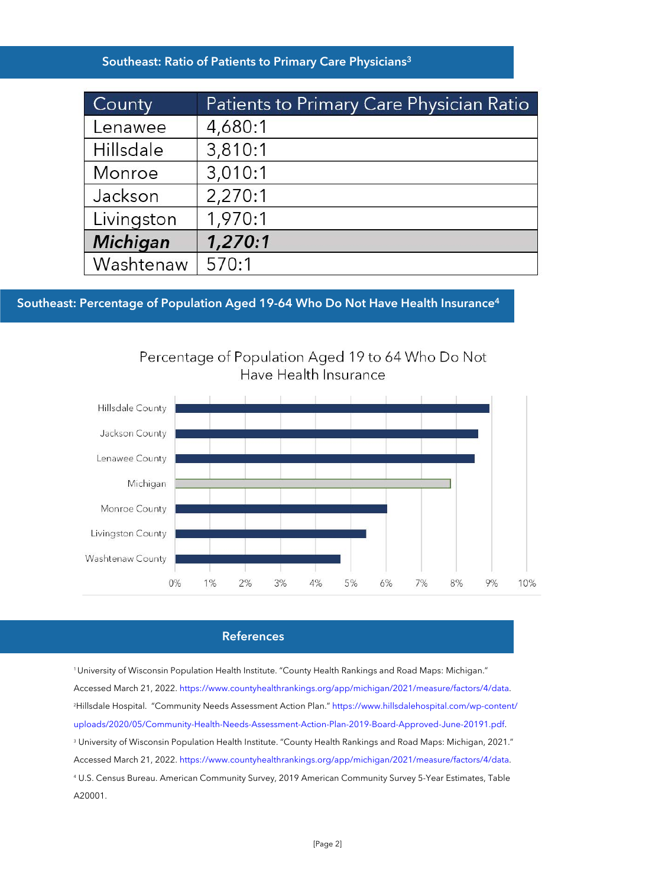## Southeast: Ratio of Patients to Primary Care Physicians[3]

| County | Patients to Primary Care Physician Ratio |
|---|---|
| Lenawee | 4,680:1 |
| Hillsdale | 3,810:1 |
| Monroe | 3,010:1 |
| Jackson | 2,270:1 |
| Livingston | 1,970:1 |
| ***Michigan*** | ***1,270:1*** |
| Washtenaw | 570:1 |

## Southeast: Percentage of Population Aged 19-64 Who Do Not Have Health Insurance[4]

Percentage of Population Aged 19 to 64 Who Do Not Have Health Insurance

Hillsdale County
Jackson County
Lenawee County
Michigan
Monroe County
Livingston County
Washtenaw County

0% 1% 2% 3% 4% 5% 6% 7% 8% 9% 10%

## References

[1] University of Wisconsin Population Health Institute. "County Health Rankings and Road Maps: Michigan." Accessed March 21, 2022. https://www.countyhealthrankings.org/app/michigan/2021/measure/factors/4/data.

[2] Hillsdale Hospital. "Community Needs Assessment Action Plan." https://www.hillsdalehospital.com/wp-content/uploads/2020/05/Community-Health-Needs-Assessment-Action-Plan-2019-Board-Approved-June-20191.pdf.

[3] University of Wisconsin Population Health Institute. "County Health Rankings and Road Maps: Michigan, 2021." Accessed March 21, 2022. https://www.countyhealthrankings.org/app/michigan/2021/measure/factors/4/data.

[4] U.S. Census Bureau. American Community Survey, 2019 American Community Survey 5-Year Estimates, Table A20001.